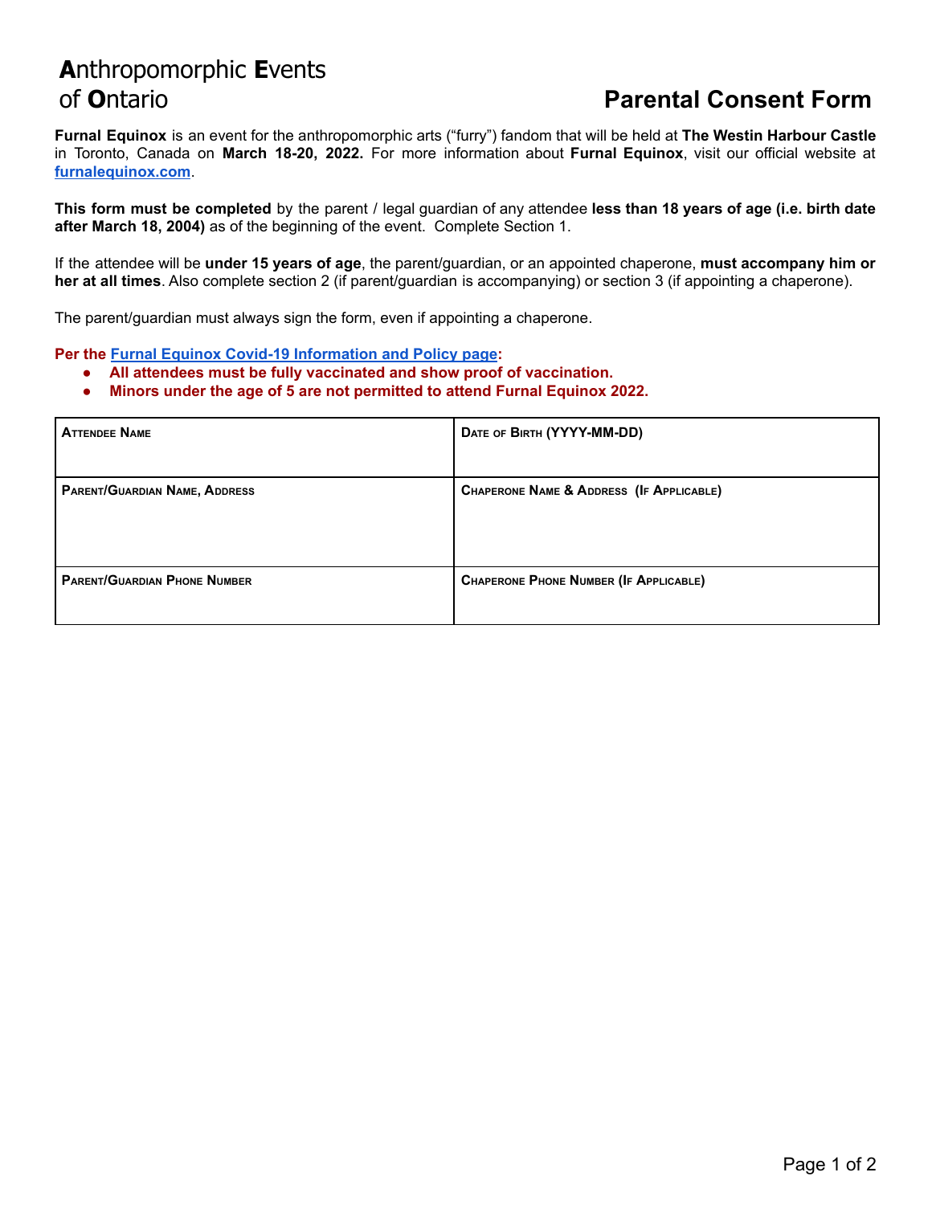# **A**nthropomorphic **E**vents of **O**ntario

## Parental Consent Form

**Furnal Equinox** is an event for the anthropomorphic arts ("furry") fandom that will be held at **The Westin Harbour Castle** in Toronto, Canada on **March 18-20, 2022.** For more information about **Furnal Equinox**, visit our official website at **furnalequinox.com**.

**This form must be completed** by the parent / legal guardian of any attendee **less than 18 years of age (i.e. birth date after March 18, 2004)** as of the beginning of the event. Complete Section 1.

If the attendee will be **under 15 years of age**, the parent/guardian, or an appointed chaperone, **must accompany him or her at all times**. Also complete section 2 (if parent/guardian is accompanying) or section 3 (if appointing a chaperone).

The parent/guardian must always sign the form, even if appointing a chaperone.

**Per the Furnal Equinox Covid-19 Information and Policy page:**

- **All attendees must be fully vaccinated and show proof of vaccination.**
- **Minors under the age of 5 are not permitted to attend Furnal Equinox 2022.**

| Attendee Name | Date of Birth (YYYY-MM-DD) |
|---|---|
| Parent/Guardian Name, Address | Chaperone Name & Address (If Applicable) |
| Parent/Guardian Phone Number | Chaperone Phone Number (If Applicable) |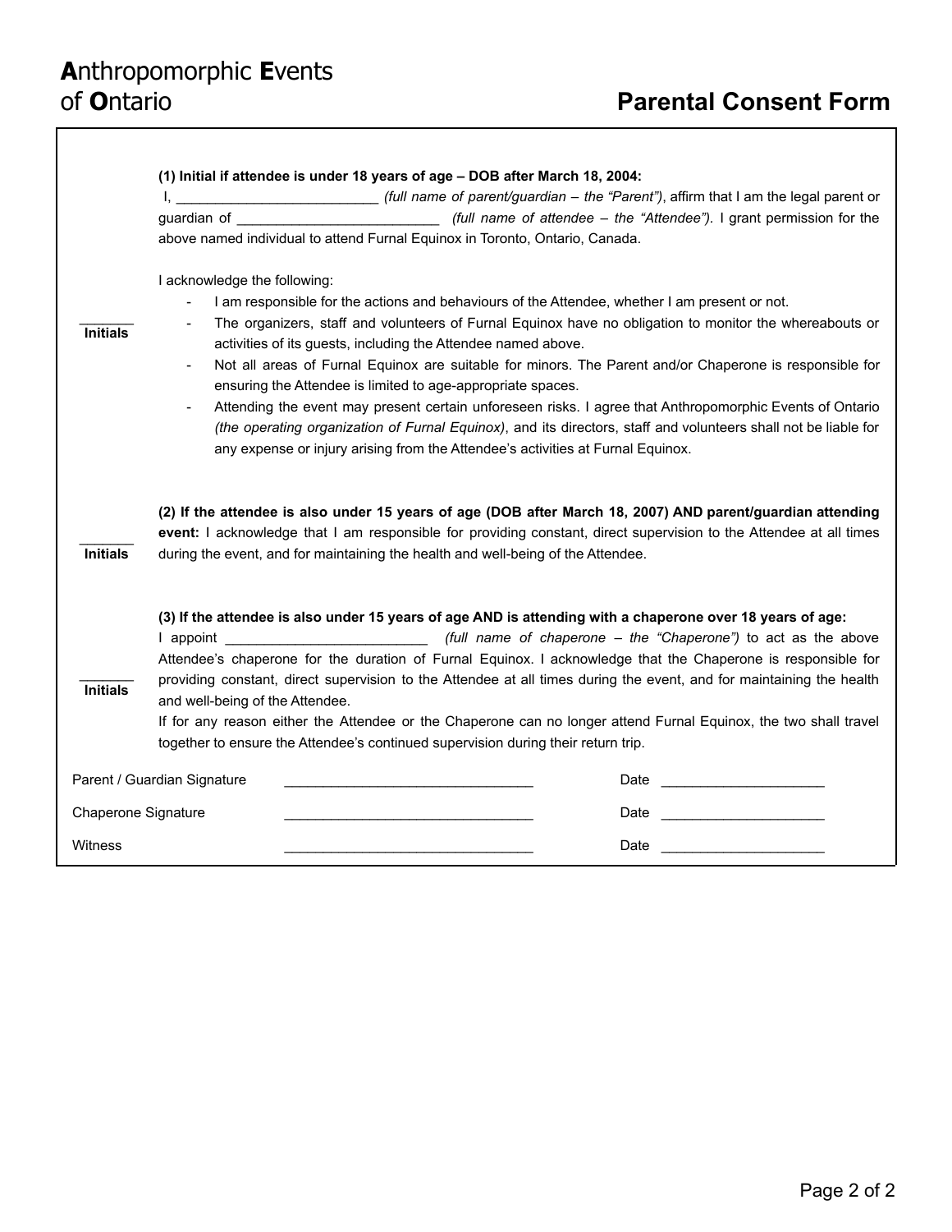# **A**nthropomorphic **E**vents of **O**ntario

## Parental Consent Form

_______ **Initials**

**(1) Initial if attendee is under 18 years of age – DOB after March 18, 2004:**

I, __________________________ *(full name of parent/guardian – the "Parent")*, affirm that I am the legal parent or guardian of __________________________ *(full name of attendee – the "Attendee")*. I grant permission for the above named individual to attend Furnal Equinox in Toronto, Ontario, Canada.

I acknowledge the following:

- I am responsible for the actions and behaviours of the Attendee, whether I am present or not.
- The organizers, staff and volunteers of Furnal Equinox have no obligation to monitor the whereabouts or activities of its guests, including the Attendee named above.
- Not all areas of Furnal Equinox are suitable for minors. The Parent and/or Chaperone is responsible for ensuring the Attendee is limited to age-appropriate spaces.
- Attending the event may present certain unforeseen risks. I agree that Anthropomorphic Events of Ontario *(the operating organization of Furnal Equinox)*, and its directors, staff and volunteers shall not be liable for any expense or injury arising from the Attendee's activities at Furnal Equinox.

_______ **Initials**

**(2) If the attendee is also under 15 years of age (DOB after March 18, 2007) AND parent/guardian attending event:** I acknowledge that I am responsible for providing constant, direct supervision to the Attendee at all times during the event, and for maintaining the health and well-being of the Attendee.

_______ **Initials**

**(3) If the attendee is also under 15 years of age AND is attending with a chaperone over 18 years of age:**

I appoint __________________________ *(full name of chaperone – the "Chaperone")* to act as the above Attendee's chaperone for the duration of Furnal Equinox. I acknowledge that the Chaperone is responsible for providing constant, direct supervision to the Attendee at all times during the event, and for maintaining the health and well-being of the Attendee.

If for any reason either the Attendee or the Chaperone can no longer attend Furnal Equinox, the two shall travel together to ensure the Attendee's continued supervision during their return trip.

Parent / Guardian Signature _________________________________ Date _____________________

Chaperone Signature _________________________________ Date _____________________

Witness _________________________________ Date _____________________